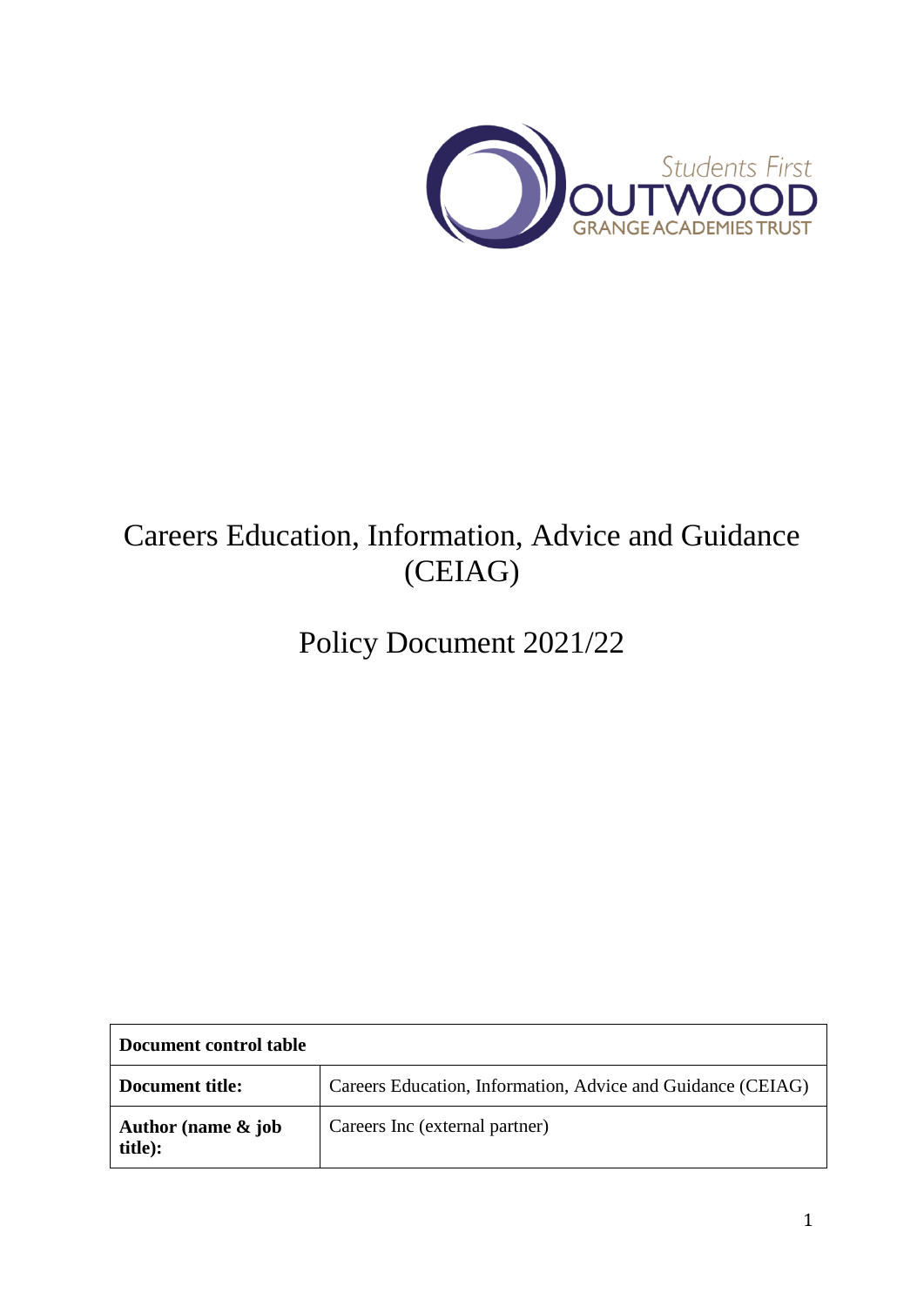# Careers Education, Information, Advice and Guidance (CEIAG)

# Policy Document 2021/22

| Document control table | |
|---|---|
| **Document title:** | Careers Education, Information, Advice and Guidance (CEIAG) |
| **Author (name & job title):** | Careers Inc (external partner) |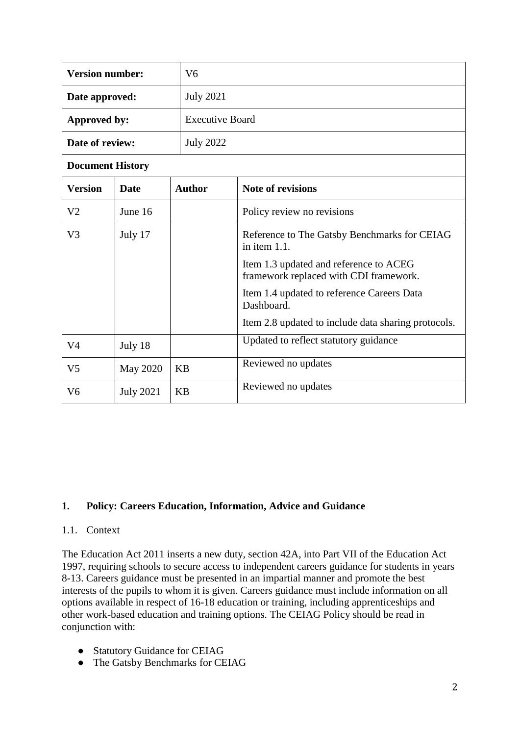| Version number: | | V6 | |
|---|---|---|---|
| **Date approved:** | | July 2021 | |
| **Approved by:** | | Executive Board | |
| **Date of review:** | | July 2022 | |
| **Document History** | | | |
| **Version** | **Date** | **Author** | **Note of revisions** |
| V2 | June 16 | | Policy review no revisions |
| V3 | July 17 | | Reference to The Gatsby Benchmarks for CEIAG in item 1.1. Item 1.3 updated and reference to ACEG framework replaced with CDI framework. Item 1.4 updated to reference Careers Data Dashboard. Item 2.8 updated to include data sharing protocols. |
| V4 | July 18 | | Updated to reflect statutory guidance |
| V5 | May 2020 | KB | Reviewed no updates |
| V6 | July 2021 | KB | Reviewed no updates |

## 1. Policy: Careers Education, Information, Advice and Guidance

1.1. Context

The Education Act 2011 inserts a new duty, section 42A, into Part VII of the Education Act 1997, requiring schools to secure access to independent careers guidance for students in years 8-13. Careers guidance must be presented in an impartial manner and promote the best interests of the pupils to whom it is given. Careers guidance must include information on all options available in respect of 16-18 education or training, including apprenticeships and other work-based education and training options. The CEIAG Policy should be read in conjunction with:

- Statutory Guidance for CEIAG
- The Gatsby Benchmarks for CEIAG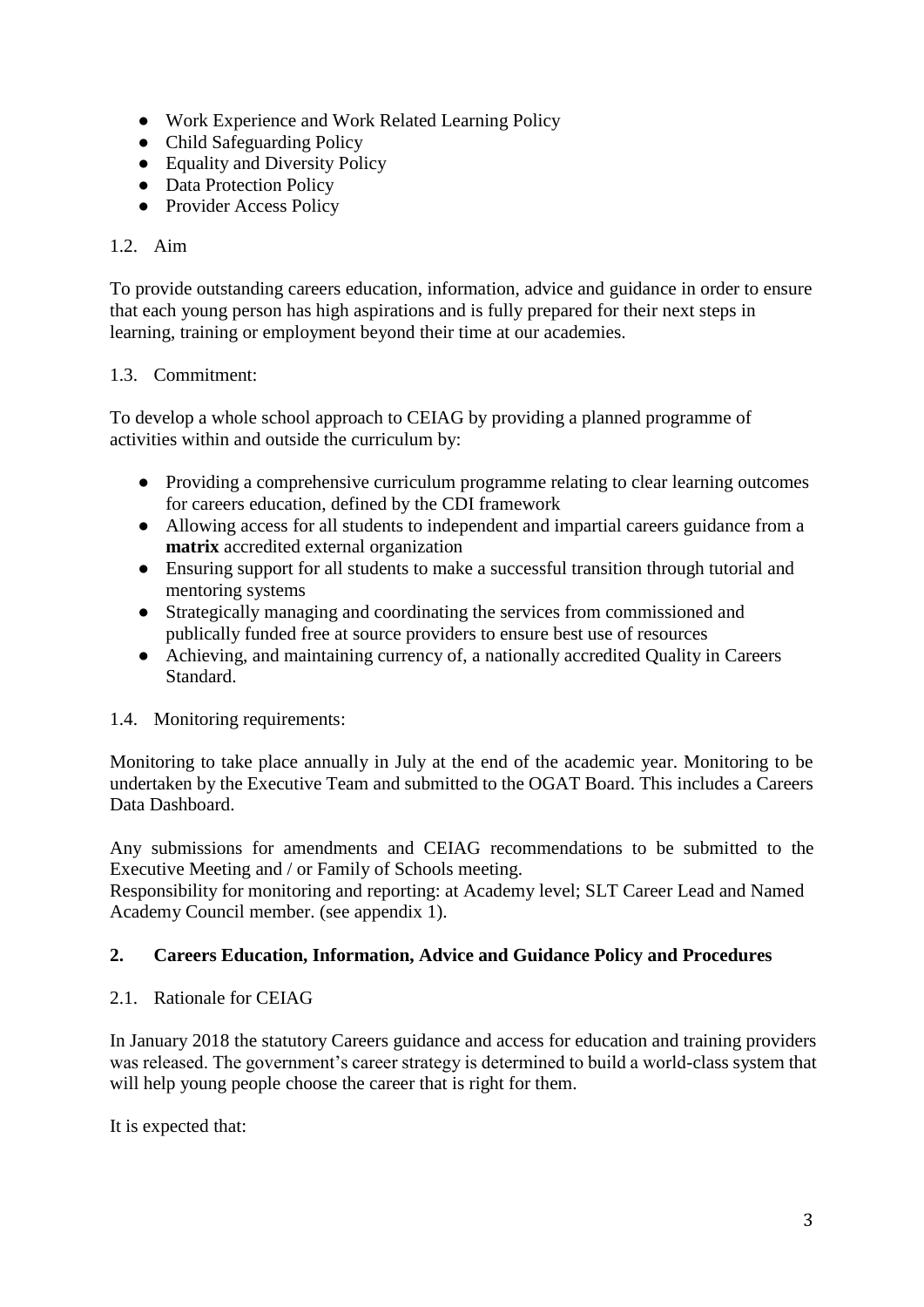- Work Experience and Work Related Learning Policy
- Child Safeguarding Policy
- Equality and Diversity Policy
- Data Protection Policy
- Provider Access Policy

1.2. Aim

To provide outstanding careers education, information, advice and guidance in order to ensure that each young person has high aspirations and is fully prepared for their next steps in learning, training or employment beyond their time at our academies.

1.3. Commitment:

To develop a whole school approach to CEIAG by providing a planned programme of activities within and outside the curriculum by:

- Providing a comprehensive curriculum programme relating to clear learning outcomes for careers education, defined by the CDI framework
- Allowing access for all students to independent and impartial careers guidance from a **matrix** accredited external organization
- Ensuring support for all students to make a successful transition through tutorial and mentoring systems
- Strategically managing and coordinating the services from commissioned and publically funded free at source providers to ensure best use of resources
- Achieving, and maintaining currency of, a nationally accredited Quality in Careers Standard.

1.4. Monitoring requirements:

Monitoring to take place annually in July at the end of the academic year. Monitoring to be undertaken by the Executive Team and submitted to the OGAT Board. This includes a Careers Data Dashboard.

Any submissions for amendments and CEIAG recommendations to be submitted to the Executive Meeting and / or Family of Schools meeting.
Responsibility for monitoring and reporting: at Academy level; SLT Career Lead and Named Academy Council member. (see appendix 1).

## 2. Careers Education, Information, Advice and Guidance Policy and Procedures

2.1. Rationale for CEIAG

In January 2018 the statutory Careers guidance and access for education and training providers was released. The government's career strategy is determined to build a world-class system that will help young people choose the career that is right for them.

It is expected that: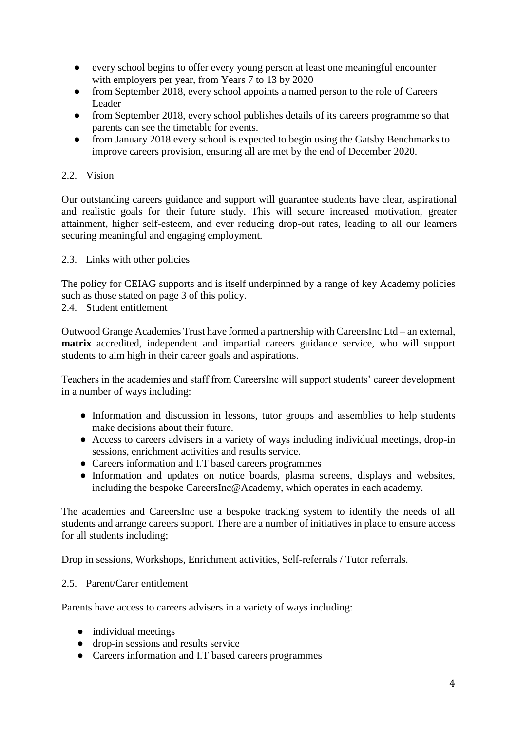- every school begins to offer every young person at least one meaningful encounter with employers per year, from Years 7 to 13 by 2020
- from September 2018, every school appoints a named person to the role of Careers Leader
- from September 2018, every school publishes details of its careers programme so that parents can see the timetable for events.
- from January 2018 every school is expected to begin using the Gatsby Benchmarks to improve careers provision, ensuring all are met by the end of December 2020.

### 2.2. Vision

Our outstanding careers guidance and support will guarantee students have clear, aspirational and realistic goals for their future study. This will secure increased motivation, greater attainment, higher self-esteem, and ever reducing drop-out rates, leading to all our learners securing meaningful and engaging employment.

### 2.3. Links with other policies

The policy for CEIAG supports and is itself underpinned by a range of key Academy policies such as those stated on page 3 of this policy.

### 2.4. Student entitlement

Outwood Grange Academies Trust have formed a partnership with CareersInc Ltd – an external, **matrix** accredited, independent and impartial careers guidance service, who will support students to aim high in their career goals and aspirations.

Teachers in the academies and staff from CareersInc will support students' career development in a number of ways including:

- Information and discussion in lessons, tutor groups and assemblies to help students make decisions about their future.
- Access to careers advisers in a variety of ways including individual meetings, drop-in sessions, enrichment activities and results service.
- Careers information and I.T based careers programmes
- Information and updates on notice boards, plasma screens, displays and websites, including the bespoke CareersInc@Academy, which operates in each academy.

The academies and CareersInc use a bespoke tracking system to identify the needs of all students and arrange careers support. There are a number of initiatives in place to ensure access for all students including;

Drop in sessions, Workshops, Enrichment activities, Self-referrals / Tutor referrals.

### 2.5. Parent/Carer entitlement

Parents have access to careers advisers in a variety of ways including:

- individual meetings
- drop-in sessions and results service
- Careers information and I.T based careers programmes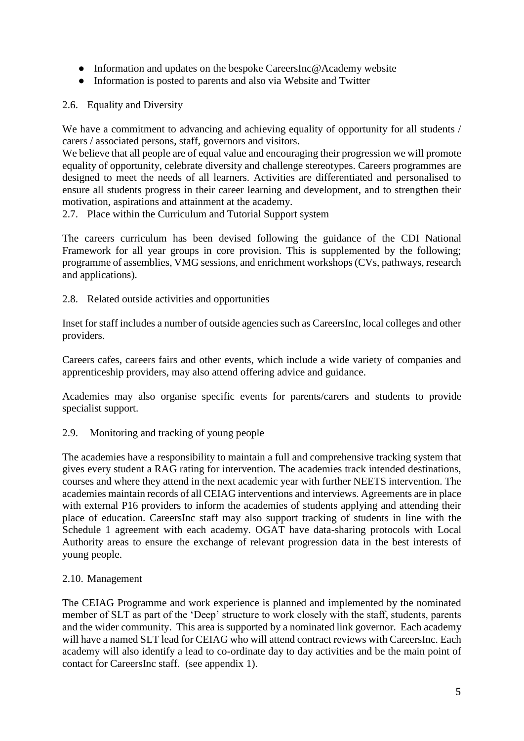- Information and updates on the bespoke CareersInc@Academy website
- Information is posted to parents and also via Website and Twitter

### 2.6. Equality and Diversity

We have a commitment to advancing and achieving equality of opportunity for all students / carers / associated persons, staff, governors and visitors.

We believe that all people are of equal value and encouraging their progression we will promote equality of opportunity, celebrate diversity and challenge stereotypes. Careers programmes are designed to meet the needs of all learners. Activities are differentiated and personalised to ensure all students progress in their career learning and development, and to strengthen their motivation, aspirations and attainment at the academy.

### 2.7. Place within the Curriculum and Tutorial Support system

The careers curriculum has been devised following the guidance of the CDI National Framework for all year groups in core provision. This is supplemented by the following; programme of assemblies, VMG sessions, and enrichment workshops (CVs, pathways, research and applications).

### 2.8. Related outside activities and opportunities

Inset for staff includes a number of outside agencies such as CareersInc, local colleges and other providers.

Careers cafes, careers fairs and other events, which include a wide variety of companies and apprenticeship providers, may also attend offering advice and guidance.

Academies may also organise specific events for parents/carers and students to provide specialist support.

### 2.9. Monitoring and tracking of young people

The academies have a responsibility to maintain a full and comprehensive tracking system that gives every student a RAG rating for intervention. The academies track intended destinations, courses and where they attend in the next academic year with further NEETS intervention. The academies maintain records of all CEIAG interventions and interviews. Agreements are in place with external P16 providers to inform the academies of students applying and attending their place of education. CareersInc staff may also support tracking of students in line with the Schedule 1 agreement with each academy. OGAT have data-sharing protocols with Local Authority areas to ensure the exchange of relevant progression data in the best interests of young people.

### 2.10. Management

The CEIAG Programme and work experience is planned and implemented by the nominated member of SLT as part of the 'Deep' structure to work closely with the staff, students, parents and the wider community. This area is supported by a nominated link governor. Each academy will have a named SLT lead for CEIAG who will attend contract reviews with CareersInc. Each academy will also identify a lead to co-ordinate day to day activities and be the main point of contact for CareersInc staff. (see appendix 1).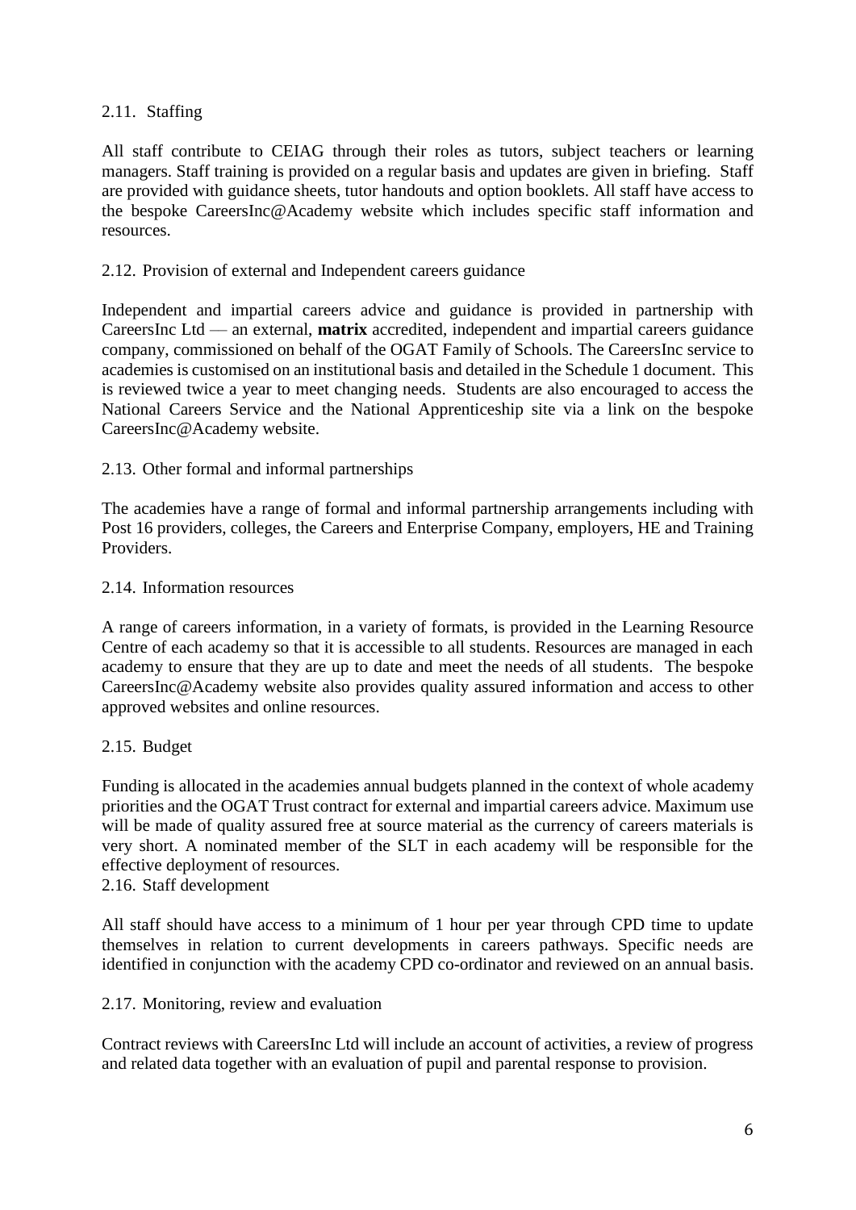### 2.11. Staffing

All staff contribute to CEIAG through their roles as tutors, subject teachers or learning managers. Staff training is provided on a regular basis and updates are given in briefing. Staff are provided with guidance sheets, tutor handouts and option booklets. All staff have access to the bespoke CareersInc@Academy website which includes specific staff information and resources.

### 2.12. Provision of external and Independent careers guidance

Independent and impartial careers advice and guidance is provided in partnership with CareersInc Ltd — an external, **matrix** accredited, independent and impartial careers guidance company, commissioned on behalf of the OGAT Family of Schools. The CareersInc service to academies is customised on an institutional basis and detailed in the Schedule 1 document. This is reviewed twice a year to meet changing needs. Students are also encouraged to access the National Careers Service and the National Apprenticeship site via a link on the bespoke CareersInc@Academy website.

### 2.13. Other formal and informal partnerships

The academies have a range of formal and informal partnership arrangements including with Post 16 providers, colleges, the Careers and Enterprise Company, employers, HE and Training Providers.

### 2.14. Information resources

A range of careers information, in a variety of formats, is provided in the Learning Resource Centre of each academy so that it is accessible to all students. Resources are managed in each academy to ensure that they are up to date and meet the needs of all students. The bespoke CareersInc@Academy website also provides quality assured information and access to other approved websites and online resources.

### 2.15. Budget

Funding is allocated in the academies annual budgets planned in the context of whole academy priorities and the OGAT Trust contract for external and impartial careers advice. Maximum use will be made of quality assured free at source material as the currency of careers materials is very short. A nominated member of the SLT in each academy will be responsible for the effective deployment of resources.

### 2.16. Staff development

All staff should have access to a minimum of 1 hour per year through CPD time to update themselves in relation to current developments in careers pathways. Specific needs are identified in conjunction with the academy CPD co-ordinator and reviewed on an annual basis.

### 2.17. Monitoring, review and evaluation

Contract reviews with CareersInc Ltd will include an account of activities, a review of progress and related data together with an evaluation of pupil and parental response to provision.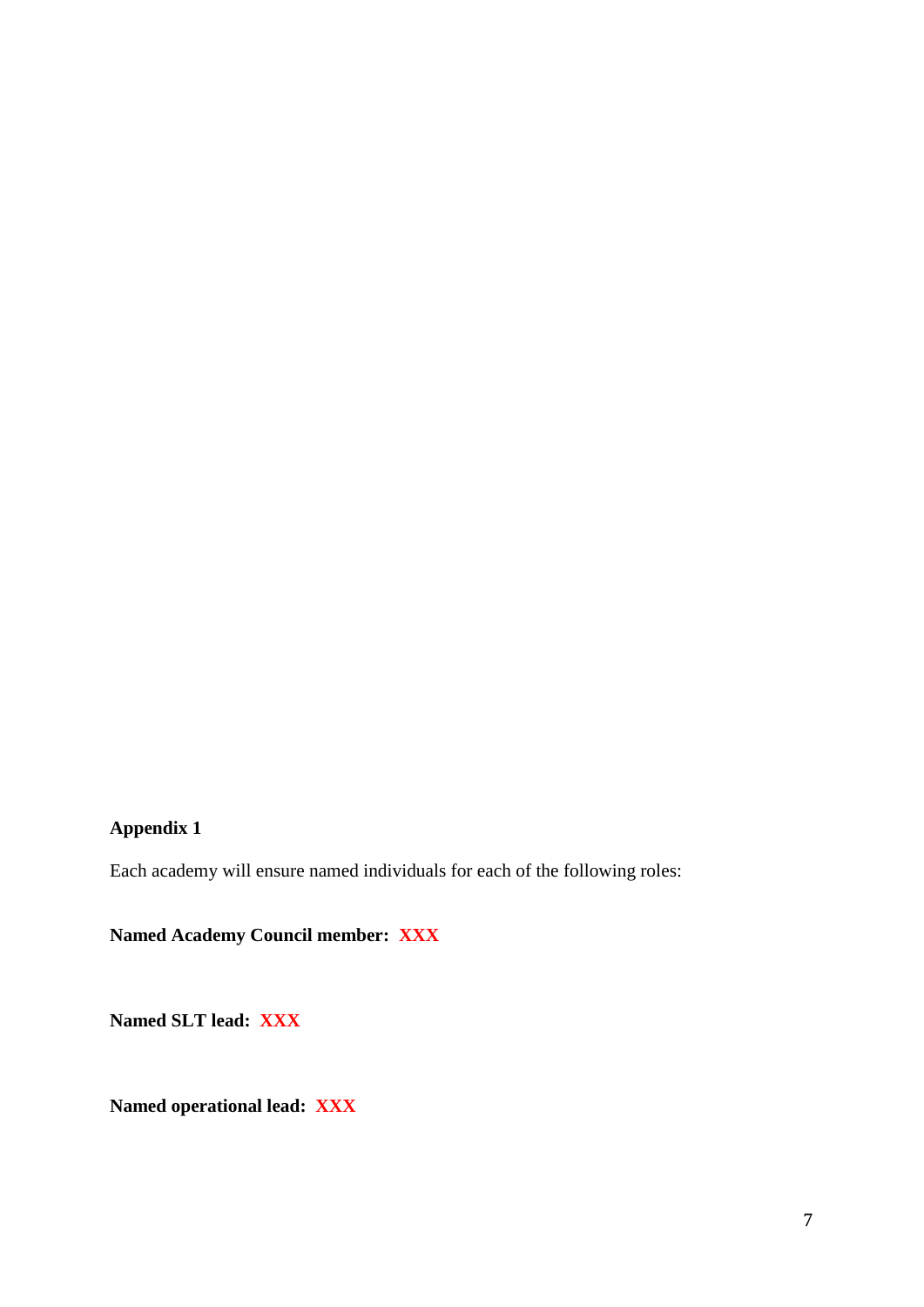**Appendix 1**

Each academy will ensure named individuals for each of the following roles:

**Named Academy Council member: XXX**

**Named SLT lead: XXX**

**Named operational lead: XXX**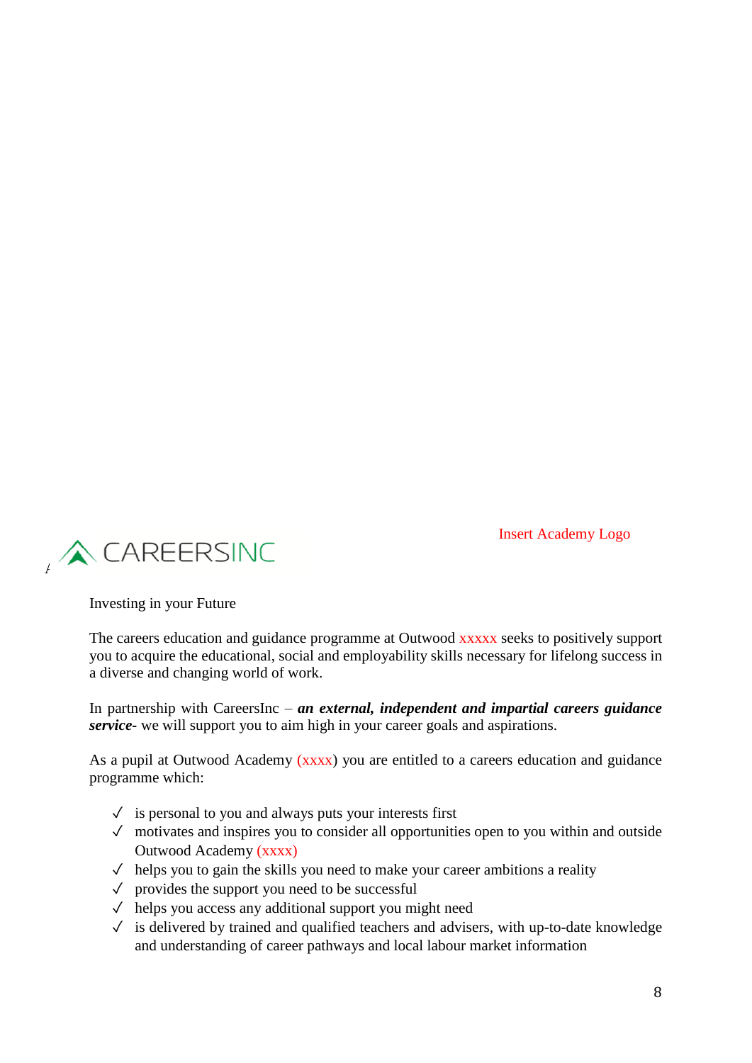CAREERSINC

Insert Academy Logo

Investing in your Future

The careers education and guidance programme at Outwood xxxxx seeks to positively support you to acquire the educational, social and employability skills necessary for lifelong success in a diverse and changing world of work.

In partnership with CareersInc – ***an external, independent and impartial careers guidance service-*** we will support you to aim high in your career goals and aspirations.

As a pupil at Outwood Academy (xxxx) you are entitled to a careers education and guidance programme which:

- ✓ is personal to you and always puts your interests first
- ✓ motivates and inspires you to consider all opportunities open to you within and outside Outwood Academy (xxxx)
- ✓ helps you to gain the skills you need to make your career ambitions a reality
- ✓ provides the support you need to be successful
- ✓ helps you access any additional support you might need
- ✓ is delivered by trained and qualified teachers and advisers, with up-to-date knowledge and understanding of career pathways and local labour market information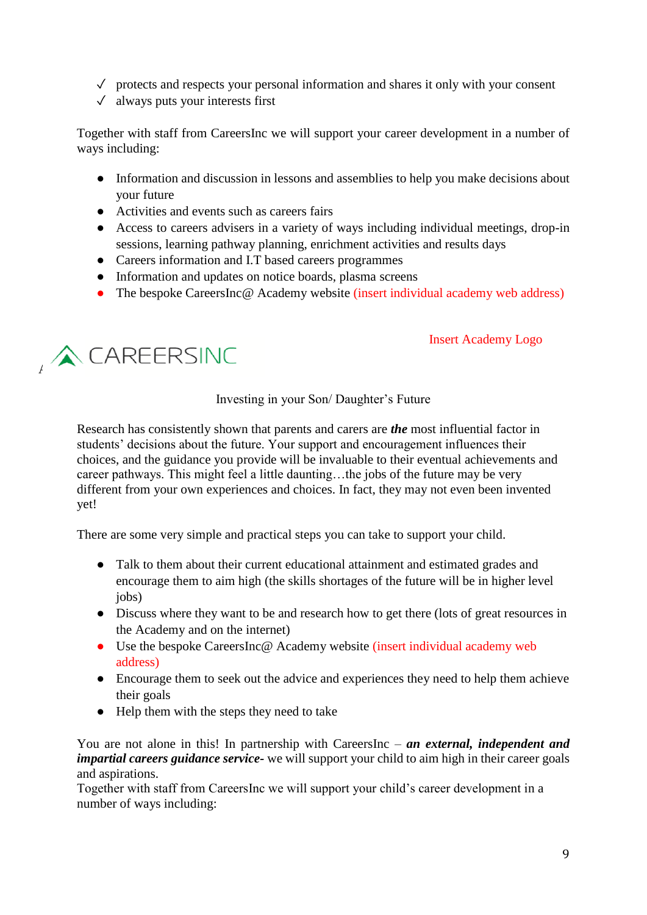- ✓ protects and respects your personal information and shares it only with your consent
- ✓ always puts your interests first

Together with staff from CareersInc we will support your career development in a number of ways including:

- Information and discussion in lessons and assemblies to help you make decisions about your future
- Activities and events such as careers fairs
- Access to careers advisers in a variety of ways including individual meetings, drop-in sessions, learning pathway planning, enrichment activities and results days
- Careers information and I.T based careers programmes
- Information and updates on notice boards, plasma screens
- The bespoke CareersInc@ Academy website (insert individual academy web address)

CAREERSINC

Insert Academy Logo

Investing in your Son/ Daughter's Future

Research has consistently shown that parents and carers are ***the*** most influential factor in students' decisions about the future. Your support and encouragement influences their choices, and the guidance you provide will be invaluable to their eventual achievements and career pathways. This might feel a little daunting…the jobs of the future may be very different from your own experiences and choices. In fact, they may not even been invented yet!

There are some very simple and practical steps you can take to support your child.

- Talk to them about their current educational attainment and estimated grades and encourage them to aim high (the skills shortages of the future will be in higher level jobs)
- Discuss where they want to be and research how to get there (lots of great resources in the Academy and on the internet)
- Use the bespoke CareersInc@ Academy website (insert individual academy web address)
- Encourage them to seek out the advice and experiences they need to help them achieve their goals
- Help them with the steps they need to take

You are not alone in this! In partnership with CareersInc – ***an external, independent and impartial careers guidance service***- we will support your child to aim high in their career goals and aspirations.
Together with staff from CareersInc we will support your child's career development in a number of ways including: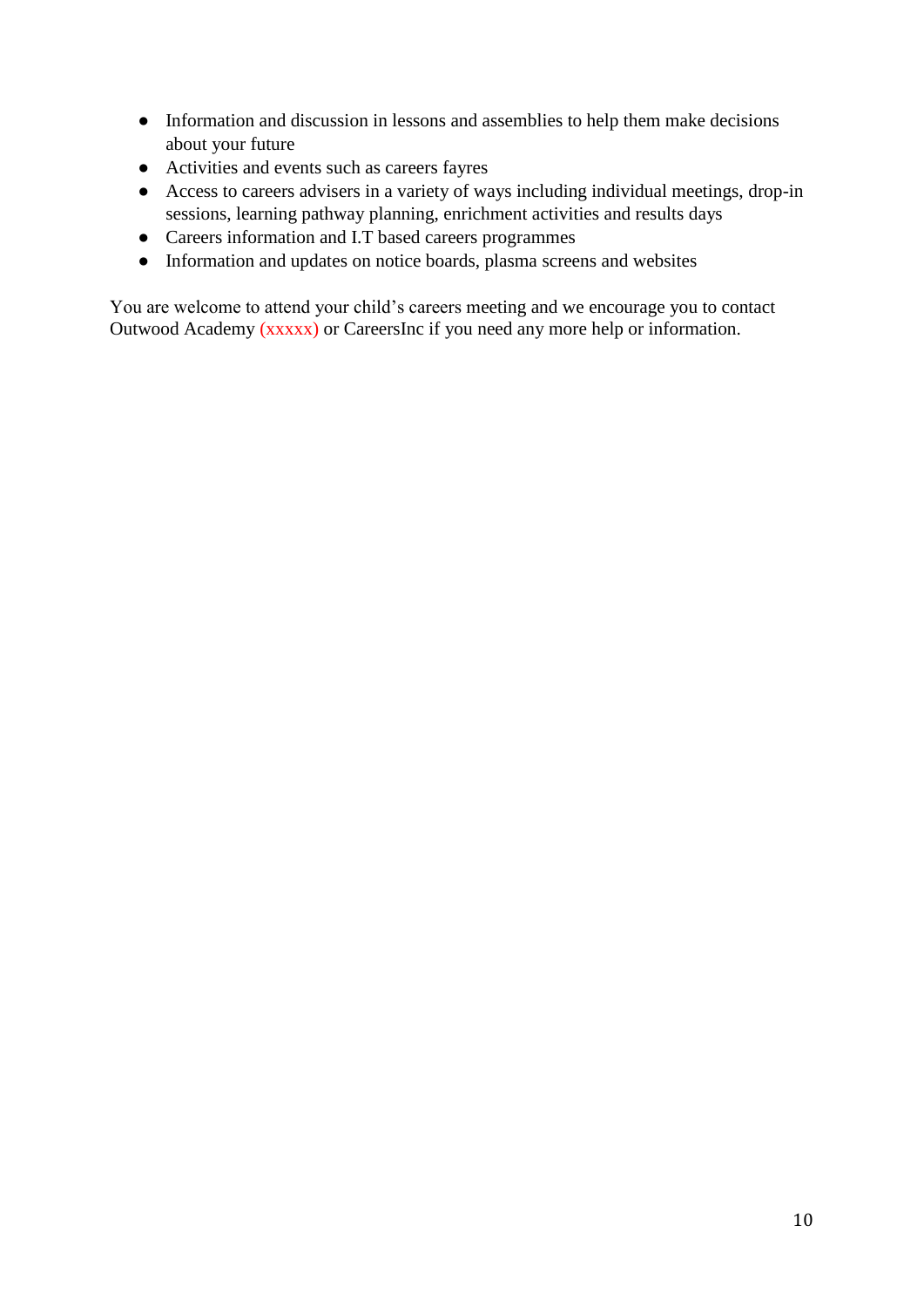- Information and discussion in lessons and assemblies to help them make decisions about your future
- Activities and events such as careers fayres
- Access to careers advisers in a variety of ways including individual meetings, drop-in sessions, learning pathway planning, enrichment activities and results days
- Careers information and I.T based careers programmes
- Information and updates on notice boards, plasma screens and websites

You are welcome to attend your child's careers meeting and we encourage you to contact Outwood Academy (xxxxx) or CareersInc if you need any more help or information.